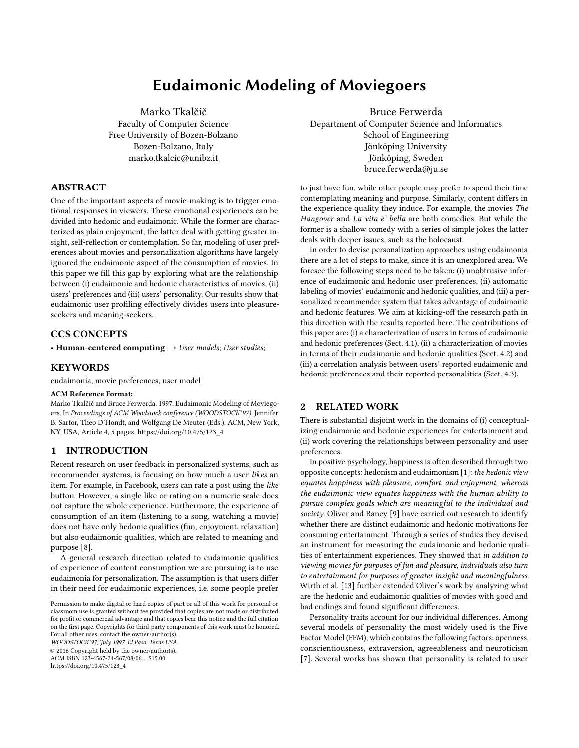# Eudaimonic Modeling of Moviegoers

Marko Tkalčič
Faculty of Computer Science
Free University of Bozen-Bolzano
Bozen-Bolzano, Italy
marko.tkalcic@unibz.it

Bruce Ferwerda
Department of Computer Science and Informatics
School of Engineering
Jönköping University
Jönköping, Sweden
bruce.ferwerda@ju.se

## ABSTRACT

One of the important aspects of movie-making is to trigger emotional responses in viewers. These emotional experiences can be divided into hedonic and eudaimonic. While the former are characterized as plain enjoyment, the latter deal with getting greater insight, self-reflection or contemplation. So far, modeling of user preferences about movies and personalization algorithms have largely ignored the eudaimonic aspect of the consumption of movies. In this paper we fill this gap by exploring what are the relationship between (i) eudaimonic and hedonic characteristics of movies, (ii) users' preferences and (iii) users' personality. Our results show that eudaimonic user profiling effectively divides users into pleasure-seekers and meaning-seekers.

## CCS CONCEPTS

• **Human-centered computing** → *User models*; *User studies*;

## KEYWORDS

eudaimonia, movie preferences, user model

**ACM Reference Format:**
Marko Tkalčič and Bruce Ferwerda. 1997. Eudaimonic Modeling of Moviegoers. In *Proceedings of ACM Woodstock conference (WOODSTOCK'97)*, Jennifer B. Sartor, Theo D'Hondt, and Wolfgang De Meuter (Eds.). ACM, New York, NY, USA, Article 4, 5 pages. https://doi.org/10.475/123_4

## 1 INTRODUCTION

Recent research on user feedback in personalized systems, such as recommender systems, is focusing on how much a user *likes* an item. For example, in Facebook, users can rate a post using the *like* button. However, a single like or rating on a numeric scale does not capture the whole experience. Furthermore, the experience of consumption of an item (listening to a song, watching a movie) does not have only hedonic qualities (fun, enjoyment, relaxation) but also eudaimonic qualities, which are related to meaning and purpose [8].

A general research direction related to eudaimonic qualities of experience of content consumption we are pursuing is to use eudaimonia for personalization. The assumption is that users differ in their need for eudaimonic experiences, i.e. some people prefer to just have fun, while other people may prefer to spend their time contemplating meaning and purpose. Similarly, content differs in the experience quality they induce. For example, the movies *The Hangover* and *La vita e' bella* are both comedies. But while the former is a shallow comedy with a series of simple jokes the latter deals with deeper issues, such as the holocaust.

In order to devise personalization approaches using eudaimonia there are a lot of steps to make, since it is an unexplored area. We foresee the following steps need to be taken: (i) unobtrusive inference of eudaimonic and hedonic user preferences, (ii) automatic labeling of movies' eudaimonic and hedonic qualities, and (iii) a personalized recommender system that takes advantage of eudaimonic and hedonic features. We aim at kicking-off the research path in this direction with the results reported here. The contributions of this paper are: (i) a characterization of users in terms of eudaimonic and hedonic preferences (Sect. 4.1), (ii) a characterization of movies in terms of their eudaimonic and hedonic qualities (Sect. 4.2) and (iii) a correlation analysis between users' reported eudaimonic and hedonic preferences and their reported personalities (Sect. 4.3).

## 2 RELATED WORK

There is substantial disjoint work in the domains of (i) conceptualizing eudaimonic and hedonic experiences for entertainment and (ii) work covering the relationships between personality and user preferences.

In positive psychology, happiness is often described through two opposite concepts: hedonism and eudaimonism [1]: *the hedonic view equates happiness with pleasure, comfort, and enjoyment, whereas the eudaimonic view equates happiness with the human ability to pursue complex goals which are meaningful to the individual and society.* Oliver and Raney [9] have carried out research to identify whether there are distinct eudaimonic and hedonic motivations for consuming entertainment. Through a series of studies they devised an instrument for measuring the eudaimonic and hedonic qualities of entertainment experiences. They showed that *in addition to viewing movies for purposes of fun and pleasure, individuals also turn to entertainment for purposes of greater insight and meaningfulness.* Wirth et al. [13] further extended Oliver's work by analyzing what are the hedonic and eudaimonic qualities of movies with good and bad endings and found significant differences.

Personality traits account for our individual differences. Among several models of personality the most widely used is the Five Factor Model (FFM), which contains the following factors: openness, conscientiousness, extraversion, agreeableness and neuroticism [7]. Several works has shown that personality is related to user

Permission to make digital or hard copies of part or all of this work for personal or classroom use is granted without fee provided that copies are not made or distributed for profit or commercial advantage and that copies bear this notice and the full citation on the first page. Copyrights for third-party components of this work must be honored. For all other uses, contact the owner/author(s).
*WOODSTOCK'97, July 1997, El Paso, Texas USA*
© 2016 Copyright held by the owner/author(s).
ACM ISBN 123-4567-24-567/08/06...$15.00
https://doi.org/10.475/123_4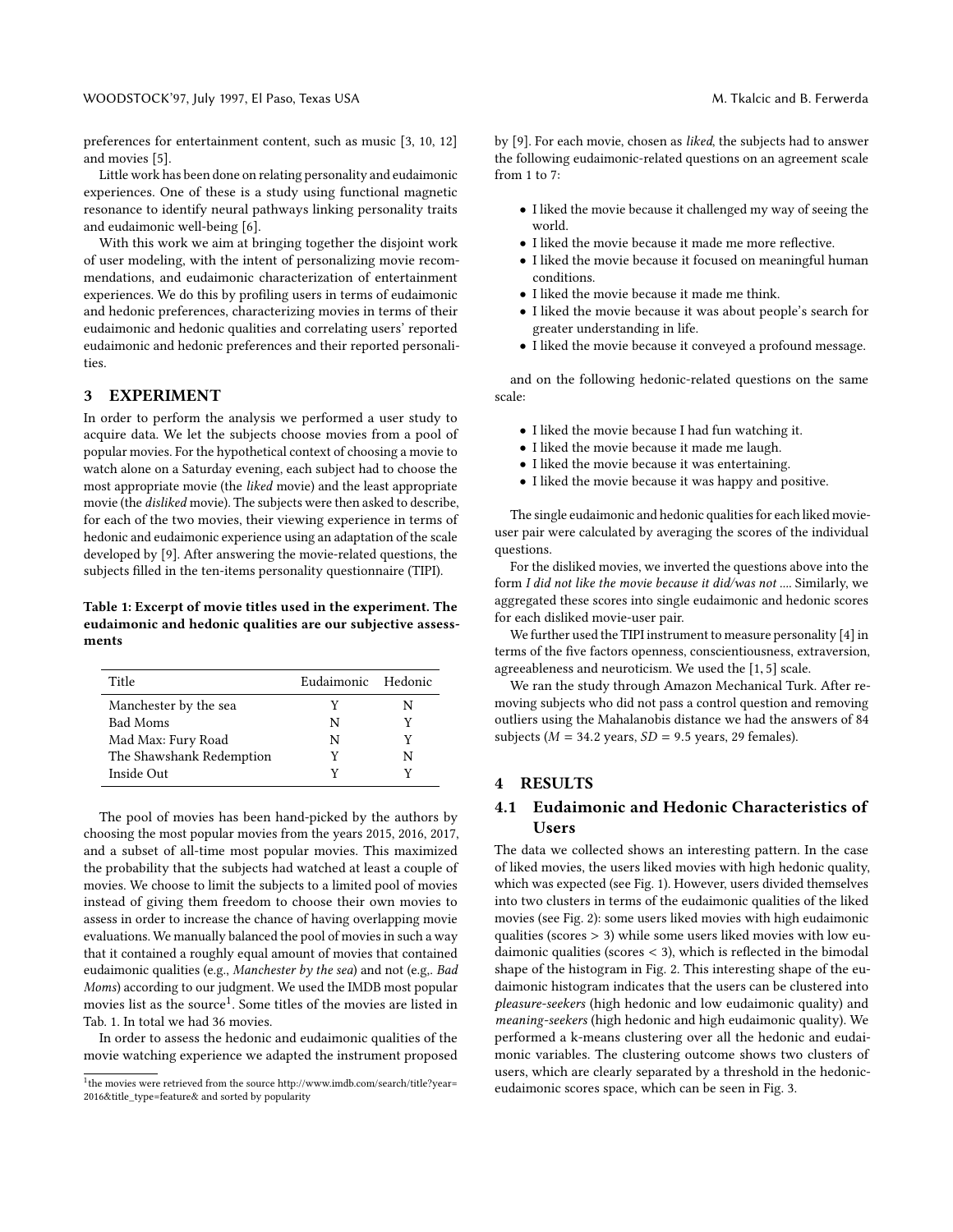preferences for entertainment content, such as music [3, 10, 12] and movies [5].

Little work has been done on relating personality and eudaimonic experiences. One of these is a study using functional magnetic resonance to identify neural pathways linking personality traits and eudaimonic well-being [6].

With this work we aim at bringing together the disjoint work of user modeling, with the intent of personalizing movie recommendations, and eudaimonic characterization of entertainment experiences. We do this by profiling users in terms of eudaimonic and hedonic preferences, characterizing movies in terms of their eudaimonic and hedonic qualities and correlating users' reported eudaimonic and hedonic preferences and their reported personalities.

## 3 EXPERIMENT

In order to perform the analysis we performed a user study to acquire data. We let the subjects choose movies from a pool of popular movies. For the hypothetical context of choosing a movie to watch alone on a Saturday evening, each subject had to choose the most appropriate movie (the *liked* movie) and the least appropriate movie (the *disliked* movie). The subjects were then asked to describe, for each of the two movies, their viewing experience in terms of hedonic and eudaimonic experience using an adaptation of the scale developed by [9]. After answering the movie-related questions, the subjects filled in the ten-items personality questionnaire (TIPI).

**Table 1: Excerpt of movie titles used in the experiment. The eudaimonic and hedonic qualities are our subjective assessments**

| Title | Eudaimonic | Hedonic |
|---|---|---|
| Manchester by the sea | Y | N |
| Bad Moms | N | Y |
| Mad Max: Fury Road | N | Y |
| The Shawshank Redemption | Y | N |
| Inside Out | Y | Y |

The pool of movies has been hand-picked by the authors by choosing the most popular movies from the years 2015, 2016, 2017, and a subset of all-time most popular movies. This maximized the probability that the subjects had watched at least a couple of movies. We choose to limit the subjects to a limited pool of movies instead of giving them freedom to choose their own movies to assess in order to increase the chance of having overlapping movie evaluations. We manually balanced the pool of movies in such a way that it contained a roughly equal amount of movies that contained eudaimonic qualities (e.g., *Manchester by the sea*) and not (e.g,. *Bad Moms*) according to our judgment. We used the IMDB most popular movies list as the source[1]. Some titles of the movies are listed in Tab. 1. In total we had 36 movies.

In order to assess the hedonic and eudaimonic qualities of the movie watching experience we adapted the instrument proposed by [9]. For each movie, chosen as *liked*, the subjects had to answer the following eudaimonic-related questions on an agreement scale from 1 to 7:

- I liked the movie because it challenged my way of seeing the world.
- I liked the movie because it made me more reflective.
- I liked the movie because it focused on meaningful human conditions.
- I liked the movie because it made me think.
- I liked the movie because it was about people's search for greater understanding in life.
- I liked the movie because it conveyed a profound message.

and on the following hedonic-related questions on the same scale:

- I liked the movie because I had fun watching it.
- I liked the movie because it made me laugh.
- I liked the movie because it was entertaining.
- I liked the movie because it was happy and positive.

The single eudaimonic and hedonic qualities for each liked movie-user pair were calculated by averaging the scores of the individual questions.

For the disliked movies, we inverted the questions above into the form *I did not like the movie because it did/was not ...*. Similarly, we aggregated these scores into single eudaimonic and hedonic scores for each disliked movie-user pair.

We further used the TIPI instrument to measure personality [4] in terms of the five factors openness, conscientiousness, extraversion, agreeableness and neuroticism. We used the $[1, 5]$ scale.

We ran the study through Amazon Mechanical Turk. After removing subjects who did not pass a control question and removing outliers using the Mahalanobis distance we had the answers of 84 subjects ($M = 34.2$ years, $SD = 9.5$ years, 29 females).

## 4 RESULTS

### 4.1 Eudaimonic and Hedonic Characteristics of Users

The data we collected shows an interesting pattern. In the case of liked movies, the users liked movies with high hedonic quality, which was expected (see Fig. 1). However, users divided themselves into two clusters in terms of the eudaimonic qualities of the liked movies (see Fig. 2): some users liked movies with high eudaimonic qualities (scores $> 3$) while some users liked movies with low eudaimonic qualities (scores $< 3$), which is reflected in the bimodal shape of the histogram in Fig. 2. This interesting shape of the eudaimonic histogram indicates that the users can be clustered into *pleasure-seekers* (high hedonic and low eudaimonic quality) and *meaning-seekers* (high hedonic and high eudaimonic quality). We performed a k-means clustering over all the hedonic and eudaimonic variables. The clustering outcome shows two clusters of users, which are clearly separated by a threshold in the hedonic-eudaimonic scores space, which can be seen in Fig. 3.

[1] the movies were retrieved from the source http://www.imdb.com/search/title?year=2016&title_type=feature& and sorted by popularity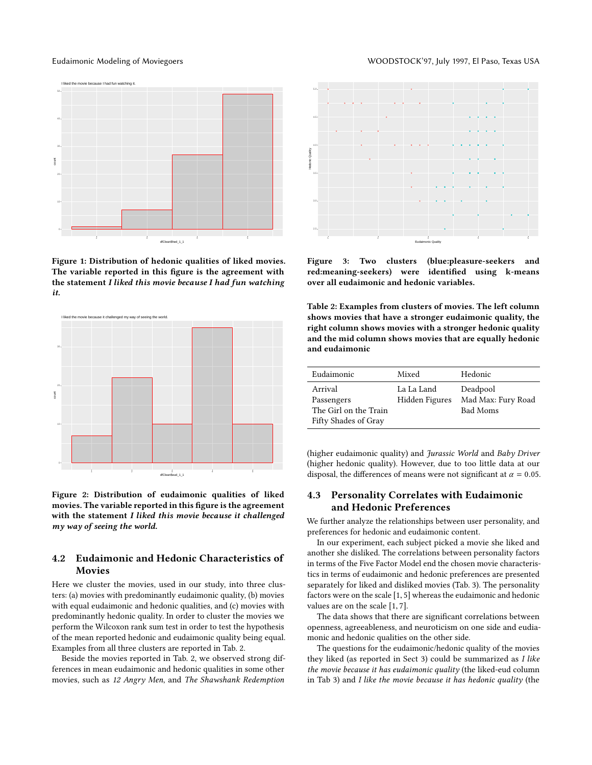**Figure 1: Distribution of hedonic qualities of liked movies. The variable reported in this figure is the agreement with the statement *I liked this movie because I had fun watching it.***

**Figure 2: Distribution of eudaimonic qualities of liked movies. The variable reported in this figure is the agreement with the statement *I liked this movie because it challenged my way of seeing the world.***

## 4.2 Eudaimonic and Hedonic Characteristics of Movies

Here we cluster the movies, used in our study, into three clusters: (a) movies with predominantly eudaimonic quality, (b) movies with equal eudaimonic and hedonic qualities, and (c) movies with predominantly hedonic quality. In order to cluster the movies we perform the Wilcoxon rank sum test in order to test the hypothesis of the mean reported hedonic and eudaimonic quality being equal. Examples from all three clusters are reported in Tab. 2.

Beside the movies reported in Tab. 2, we observed strong differences in mean eudaimonic and hedonic qualities in some other movies, such as *12 Angry Men*, and *The Shawshank Redemption* (higher eudaimonic quality) and *Jurassic World* and *Baby Driver* (higher hedonic quality). However, due to too little data at our disposal, the differences of means were not significant at $\alpha = 0.05$.

**Figure 3: Two clusters (blue:pleasure-seekers and red:meaning-seekers) were identified using k-means over all eudaimonic and hedonic variables.**

**Table 2: Examples from clusters of movies. The left column shows movies that have a stronger eudaimonic quality, the right column shows movies with a stronger hedonic quality and the mid column shows movies that are equally hedonic and eudaimonic**

| Eudaimonic | Mixed | Hedonic |
|---|---|---|
| Arrival | La La Land | Deadpool |
| Passengers | Hidden Figures | Mad Max: Fury Road |
| The Girl on the Train | | Bad Moms |
| Fifty Shades of Gray | | |

## 4.3 Personality Correlates with Eudaimonic and Hedonic Preferences

We further analyze the relationships between user personality, and preferences for hedonic and eudaimonic content.

In our experiment, each subject picked a movie she liked and another she disliked. The correlations between personality factors in terms of the Five Factor Model end the chosen movie characteristics in terms of eudaimonic and hedonic preferences are presented separately for liked and disliked movies (Tab. 3). The personality factors were on the scale [1, 5] whereas the eudaimonic and hedonic values are on the scale [1, 7].

The data shows that there are significant correlations between openness, agreeableness, and neuroticism on one side and eudiamonic and hedonic qualities on the other side.

The questions for the eudaimonic/hedonic quality of the movies they liked (as reported in Sect 3) could be summarized as *I like the movie because it has eudaimonic quality* (the liked-eud column in Tab 3) and *I like the movie because it has hedonic quality* (the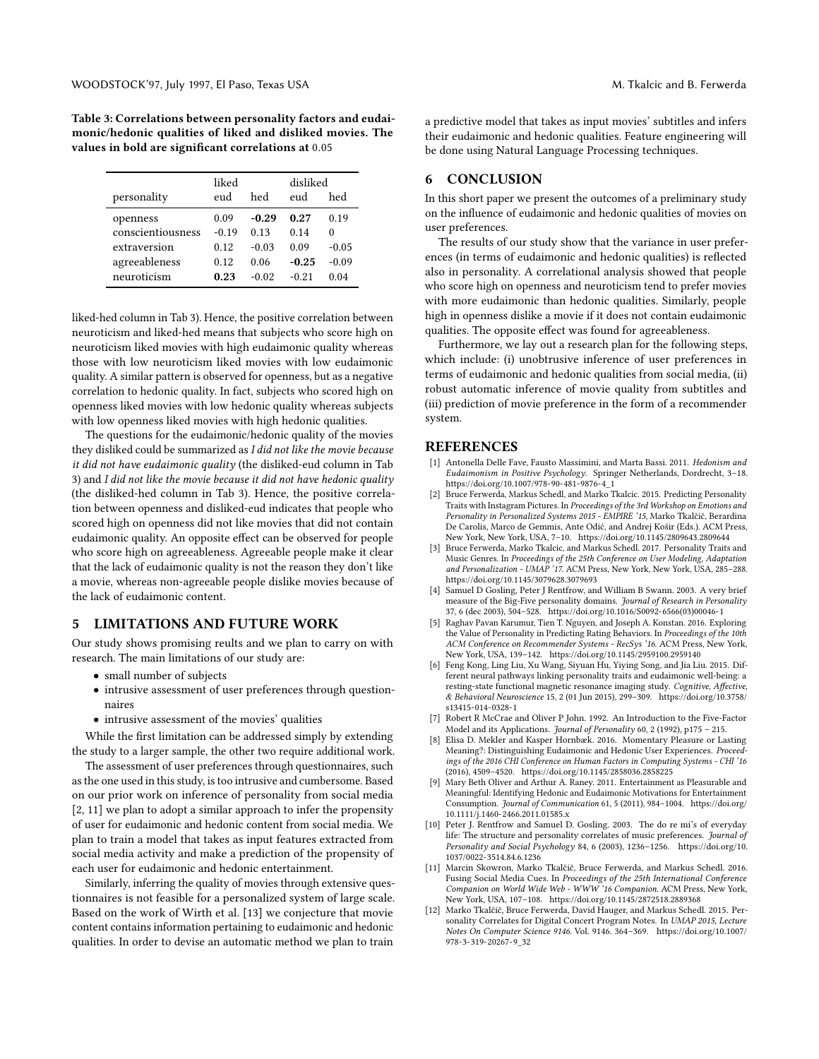**Table 3: Correlations between personality factors and eudaimonic/hedonic qualities of liked and disliked movies. The values in bold are significant correlations at 0.05**

| personality | liked eud | liked hed | disliked eud | disliked hed |
|---|---|---|---|---|
| openness | 0.09 | **-0.29** | **0.27** | 0.19 |
| conscientiousness | -0.19 | 0.13 | 0.14 | 0 |
| extraversion | 0.12 | -0.03 | 0.09 | -0.05 |
| agreeableness | 0.12 | 0.06 | **-0.25** | -0.09 |
| neuroticism | **0.23** | -0.02 | -0.21 | 0.04 |

liked-hed column in Tab 3). Hence, the positive correlation between neuroticism and liked-hed means that subjects who score high on neuroticism liked movies with high eudaimonic quality whereas those with low neuroticism liked movies with low eudaimonic quality. A similar pattern is observed for openness, but as a negative correlation to hedonic quality. In fact, subjects who scored high on openness liked movies with low hedonic quality whereas subjects with low openness liked movies with high hedonic qualities.

The questions for the eudaimonic/hedonic quality of the movies they disliked could be summarized as *I did not like the movie because it did not have eudaimonic quality* (the disliked-eud column in Tab 3) and *I did not like the movie because it did not have hedonic quality* (the disliked-hed column in Tab 3). Hence, the positive correlation between openness and disliked-eud indicates that people who scored high on openness did not like movies that did not contain eudaimonic quality. An opposite effect can be observed for people who score high on agreeableness. Agreeable people make it clear that the lack of eudaimonic quality is not the reason they don't like a movie, whereas non-agreeable people dislike movies because of the lack of eudaimonic content.

## 5 LIMITATIONS AND FUTURE WORK

Our study shows promising reults and we plan to carry on with research. The main limitations of our study are:

- small number of subjects
- intrusive assessment of user preferences through questionnaires
- intrusive assessment of the movies' qualities

While the first limitation can be addressed simply by extending the study to a larger sample, the other two require additional work.

The assessment of user preferences through questionnaires, such as the one used in this study, is too intrusive and cumbersome. Based on our prior work on inference of personality from social media [2, 11] we plan to adopt a similar approach to infer the propensity of user for eudaimonic and hedonic content from social media. We plan to train a model that takes as input features extracted from social media activity and make a prediction of the propensity of each user for eudaimonic and hedonic entertainment.

Similarly, inferring the quality of movies through extensive questionnaires is not feasible for a personalized system of large scale. Based on the work of Wirth et al. [13] we conjecture that movie content contains information pertaining to eudaimonic and hedonic qualities. In order to devise an automatic method we plan to train a predictive model that takes as input movies' subtitles and infers their eudaimonic and hedonic qualities. Feature engineering will be done using Natural Language Processing techniques.

## 6 CONCLUSION

In this short paper we present the outcomes of a preliminary study on the influence of eudaimonic and hedonic qualities of movies on user preferences.

The results of our study show that the variance in user preferences (in terms of eudaimonic and hedonic qualities) is reflected also in personality. A correlational analysis showed that people who score high on openness and neuroticism tend to prefer movies with more eudaimonic than hedonic qualities. Similarly, people high in openness dislike a movie if it does not contain eudaimonic qualities. The opposite effect was found for agreeableness.

Furthermore, we lay out a research plan for the following steps, which include: (i) unobtrusive inference of user preferences in terms of eudaimonic and hedonic qualities from social media, (ii) robust automatic inference of movie quality from subtitles and (iii) prediction of movie preference in the form of a recommender system.

## REFERENCES

[1] Antonella Delle Fave, Fausto Massimini, and Marta Bassi. 2011. *Hedonism and Eudaimonism in Positive Psychology*. Springer Netherlands, Dordrecht, 3–18. https://doi.org/10.1007/978-90-481-9876-4_1

[2] Bruce Ferwerda, Markus Schedl, and Marko Tkalcic. 2015. Predicting Personality Traits with Instagram Pictures. In *Proceedings of the 3rd Workshop on Emotions and Personality in Personalized Systems 2015 - EMPIRE '15*, Marko Tkalčič, Berardina De Carolis, Marco de Gemmis, Ante Odić, and Andrej Košir (Eds.). ACM Press, New York, New York, USA, 7–10. https://doi.org/10.1145/2809643.2809644

[3] Bruce Ferwerda, Marko Tkalcic, and Markus Schedl. 2017. Personality Traits and Music Genres. In *Proceedings of the 25th Conference on User Modeling, Adaptation and Personalization - UMAP '17*. ACM Press, New York, New York, USA, 285–288. https://doi.org/10.1145/3079628.3079693

[4] Samuel D Gosling, Peter J Rentfrow, and William B Swann. 2003. A very brief measure of the Big-Five personality domains. *Journal of Research in Personality* 37, 6 (dec 2003), 504–528. https://doi.org/10.1016/S0092-6566(03)00046-1

[5] Raghav Pavan Karumur, Tien T. Nguyen, and Joseph A. Konstan. 2016. Exploring the Value of Personality in Predicting Rating Behaviors. In *Proceedings of the 10th ACM Conference on Recommender Systems - RecSys '16*. ACM Press, New York, New York, USA, 139–142. https://doi.org/10.1145/2959100.2959140

[6] Feng Kong, Ling Liu, Xu Wang, Siyuan Hu, Yiying Song, and Jia Liu. 2015. Different neural pathways linking personality traits and eudaimonic well-being: a resting-state functional magnetic resonance imaging study. *Cognitive, Affective, & Behavioral Neuroscience* 15, 2 (01 Jun 2015), 299–309. https://doi.org/10.3758/s13415-014-0328-1

[7] Robert R McCrae and Oliver P John. 1992. An Introduction to the Five-Factor Model and its Applications. *Journal of Personality* 60, 2 (1992), p175 – 215.

[8] Elisa D. Mekler and Kasper Hornbæk. 2016. Momentary Pleasure or Lasting Meaning?: Distinguishing Eudaimonic and Hedonic User Experiences. *Proceedings of the 2016 CHI Conference on Human Factors in Computing Systems - CHI '16* (2016), 4509–4520. https://doi.org/10.1145/2858036.2858225

[9] Mary Beth Oliver and Arthur A. Raney. 2011. Entertainment as Pleasurable and Meaningful: Identifying Hedonic and Eudaimonic Motivations for Entertainment Consumption. *Journal of Communication* 61, 5 (2011), 984–1004. https://doi.org/10.1111/j.1460-2466.2011.01585.x

[10] Peter J. Rentfrow and Samuel D. Gosling. 2003. The do re mi's of everyday life: The structure and personality correlates of music preferences. *Journal of Personality and Social Psychology* 84, 6 (2003), 1236–1256. https://doi.org/10.1037/0022-3514.84.6.1236

[11] Marcin Skowron, Marko Tkalčič, Bruce Ferwerda, and Markus Schedl. 2016. Fusing Social Media Cues. In *Proceedings of the 25th International Conference Companion on World Wide Web - WWW '16 Companion*. ACM Press, New York, New York, USA, 107–108. https://doi.org/10.1145/2872518.2889368

[12] Marko Tkalčič, Bruce Ferwerda, David Hauger, and Markus Schedl. 2015. Personality Correlates for Digital Concert Program Notes. In *UMAP 2015, Lecture Notes On Computer Science 9146*. Vol. 9146. 364–369. https://doi.org/10.1007/978-3-319-20267-9_32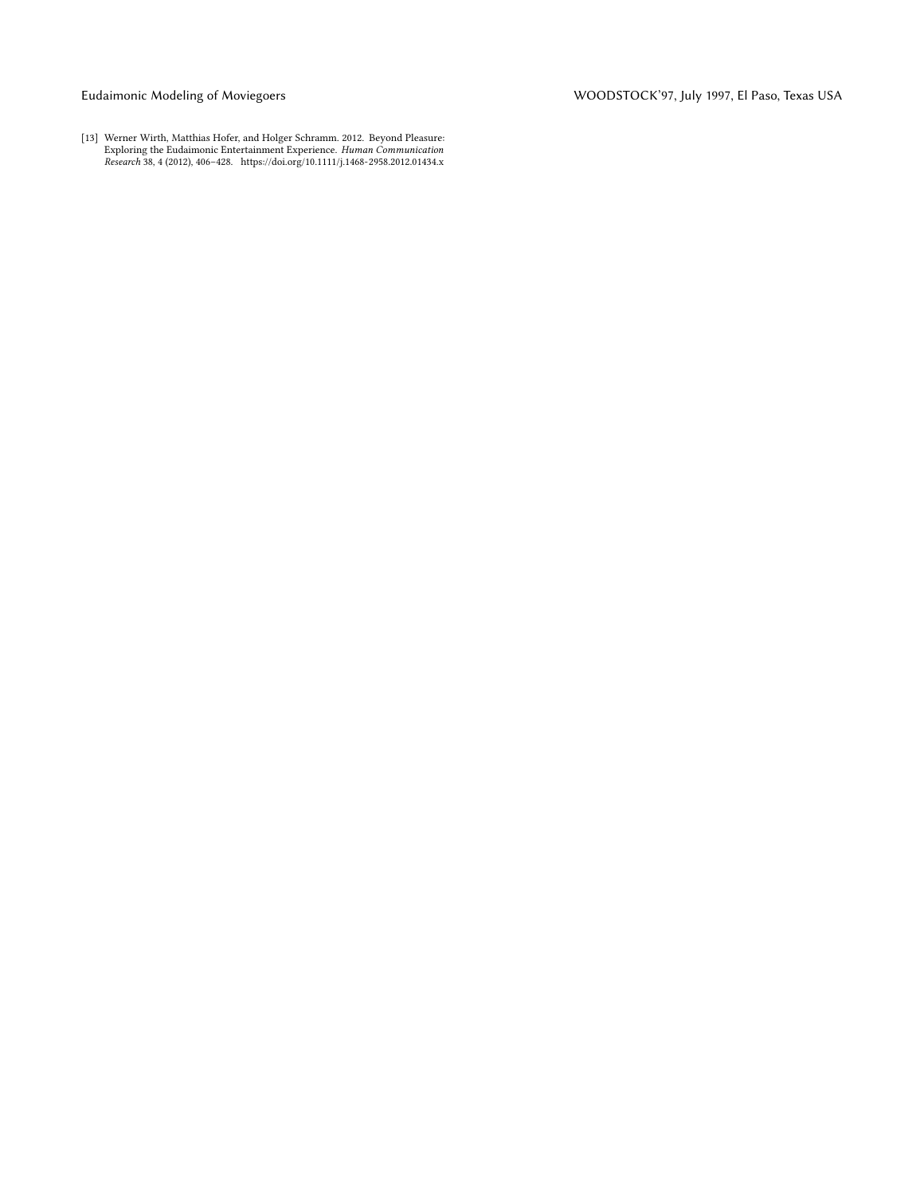[13] Werner Wirth, Matthias Hofer, and Holger Schramm. 2012. Beyond Pleasure: Exploring the Eudaimonic Entertainment Experience. *Human Communication Research* 38, 4 (2012), 406–428. https://doi.org/10.1111/j.1468-2958.2012.01434.x